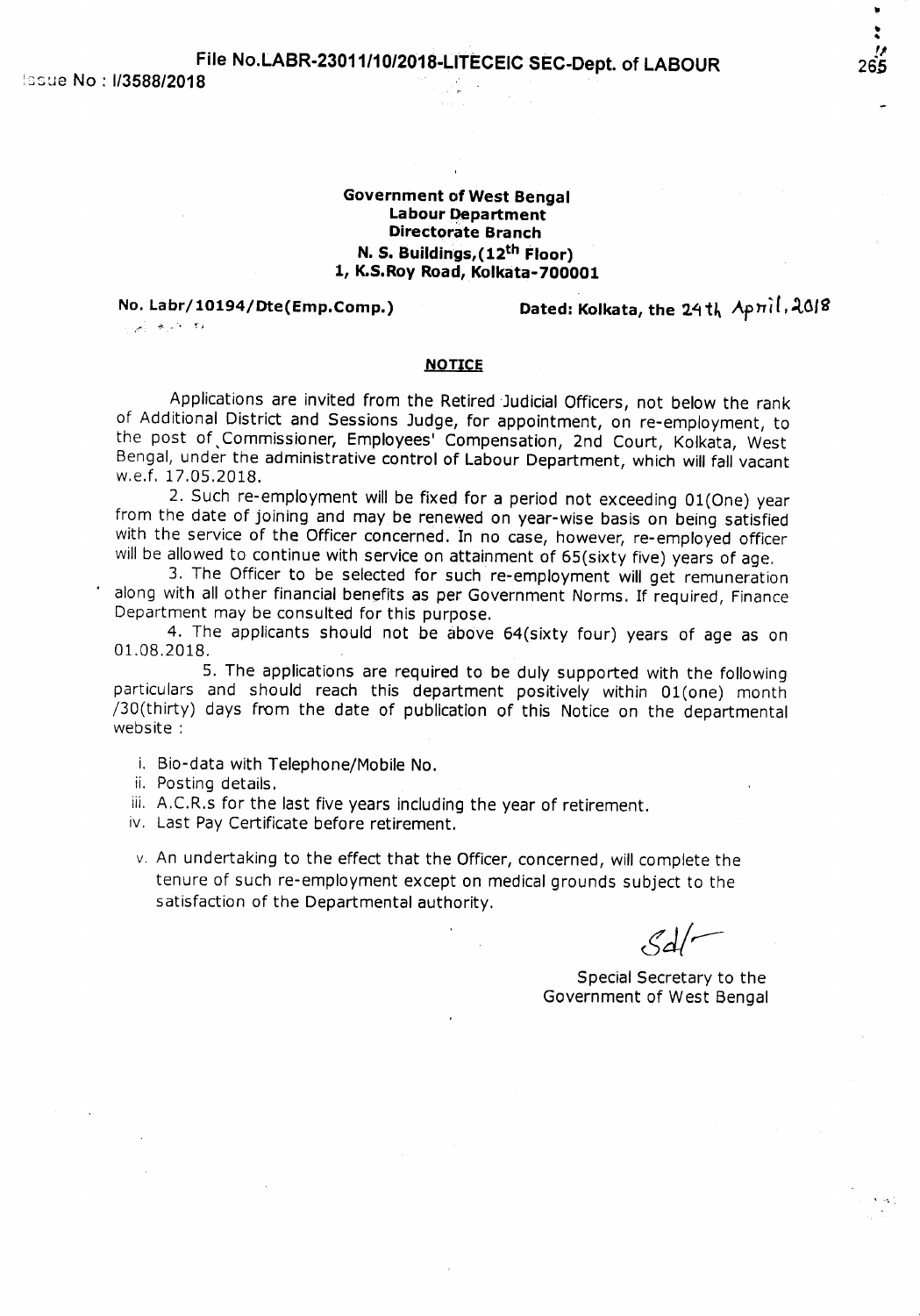File No.LABR-23011/10/2018-LITECEIC SEC-Dept. of LABOUR

Issue No : I/3588/2018

**Government of West Bengal**
**Labour Department**
**Directorate Branch**
**N. S. Buildings,(12th Floor)**
**1, K.S.Roy Road, Kolkata-700001**

**No. Labr/10194/Dte(Emp.Comp.)** **Dated: Kolkata, the 24th April, 2018**

**NOTICE**

Applications are invited from the Retired Judicial Officers, not below the rank of Additional District and Sessions Judge, for appointment, on re-employment, to the post of Commissioner, Employees' Compensation, 2nd Court, Kolkata, West Bengal, under the administrative control of Labour Department, which will fall vacant w.e.f. 17.05.2018.

2. Such re-employment will be fixed for a period not exceeding 01(One) year from the date of joining and may be renewed on year-wise basis on being satisfied with the service of the Officer concerned. In no case, however, re-employed officer will be allowed to continue with service on attainment of 65(sixty five) years of age.

3. The Officer to be selected for such re-employment will get remuneration along with all other financial benefits as per Government Norms. If required, Finance Department may be consulted for this purpose.

4. The applicants should not be above 64(sixty four) years of age as on 01.08.2018.

5. The applications are required to be duly supported with the following particulars and should reach this department positively within 01(one) month /30(thirty) days from the date of publication of this Notice on the departmental website :

i. Bio-data with Telephone/Mobile No.
ii. Posting details.
iii. A.C.R.s for the last five years including the year of retirement.
iv. Last Pay Certificate before retirement.
v. An undertaking to the effect that the Officer, concerned, will complete the tenure of such re-employment except on medical grounds subject to the satisfaction of the Departmental authority.

Sd/-

Special Secretary to the
Government of West Bengal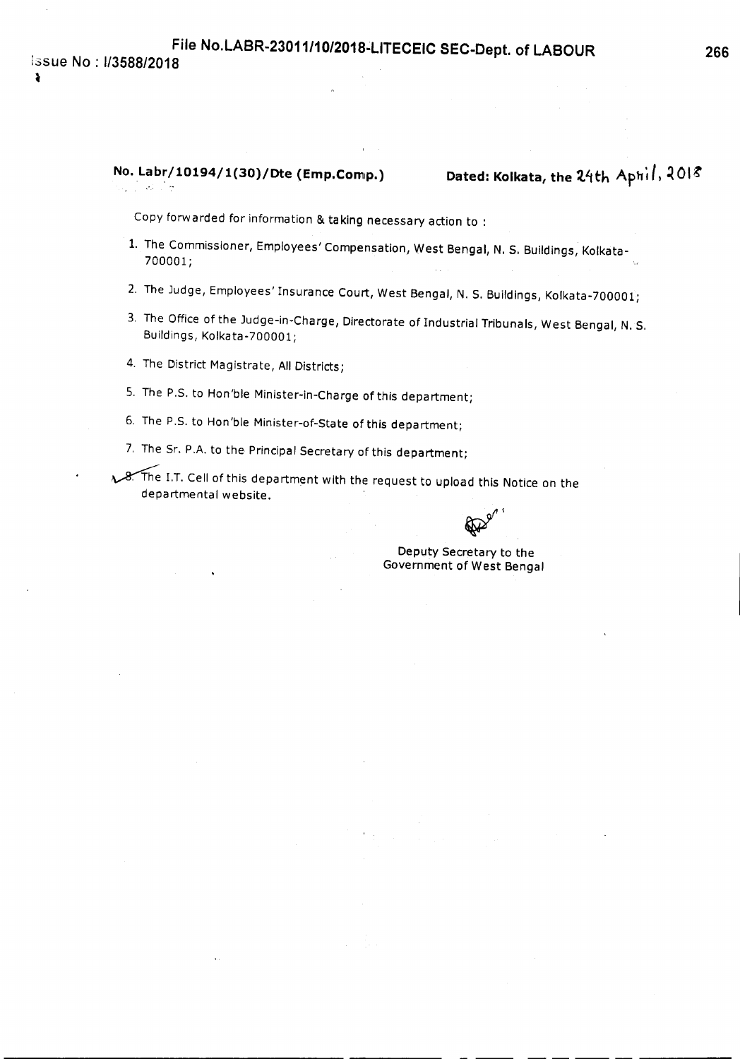No. Labr/10194/1(30)/Dte (Emp.Comp.) Dated: Kolkata, the 24th April, 2018

Copy forwarded for information & taking necessary action to :

1. The Commissioner, Employees' Compensation, West Bengal, N. S. Buildings, Kolkata-700001;
2. The Judge, Employees' Insurance Court, West Bengal, N. S. Buildings, Kolkata-700001;
3. The Office of the Judge-in-Charge, Directorate of Industrial Tribunals, West Bengal, N. S. Buildings, Kolkata-700001;
4. The District Magistrate, All Districts;
5. The P.S. to Hon'ble Minister-in-Charge of this department;
6. The P.S. to Hon'ble Minister-of-State of this department;
7. The Sr. P.A. to the Principal Secretary of this department;
8. The I.T. Cell of this department with the request to upload this Notice on the departmental website.

Deputy Secretary to the
Government of West Bengal